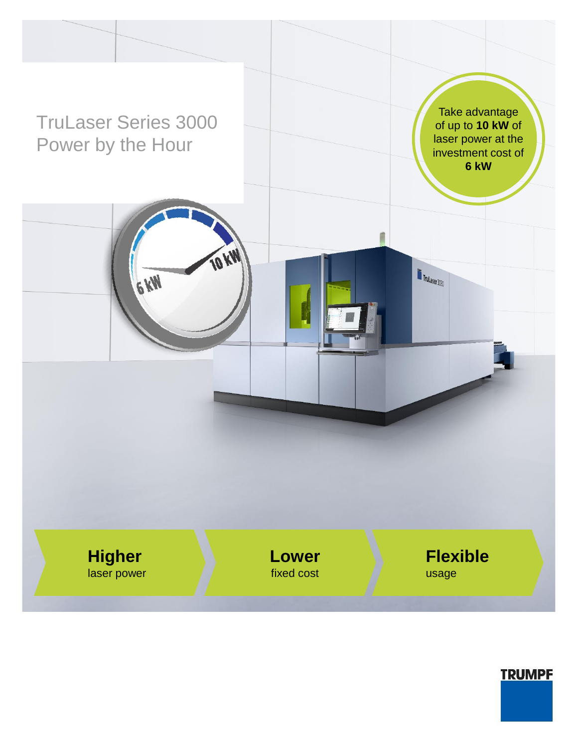# TruLaser Series 3000 Power by the Hour

Take advantage of up to **10 kW** of laser power at the investment cost of **6 kW**

**Higher** laser power

**Lower** fixed cost

**Flexible** usage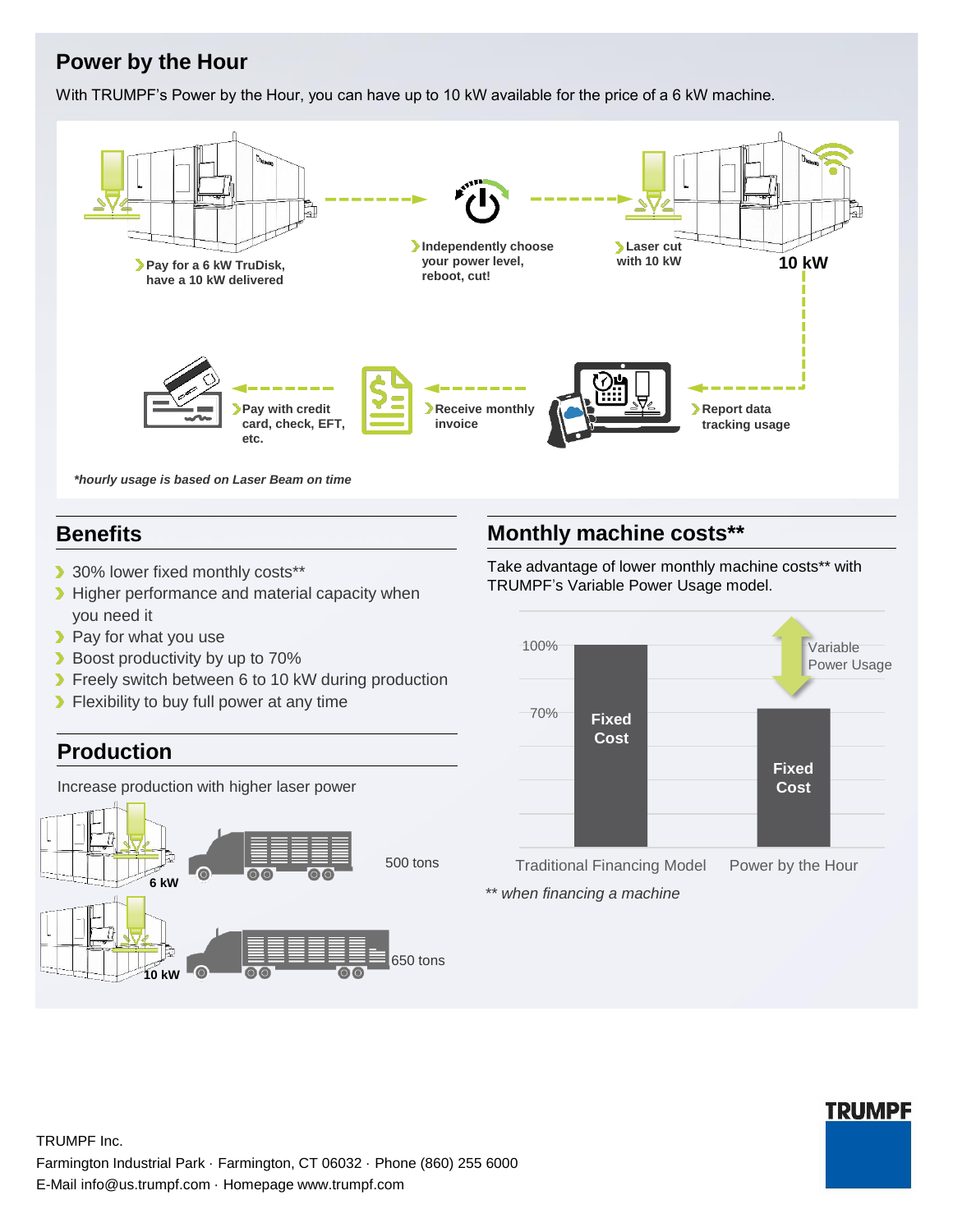## Power by the Hour

With TRUMPF's Power by the Hour, you can have up to 10 kW available for the price of a 6 kW machine.

Pay for a 6 kW TruDisk, have a 10 kW delivered

Independently choose your power level, reboot, cut!

Laser cut with 10 kW

10 kW

Report data tracking usage

Receive monthly invoice

Pay with credit card, check, EFT, etc.

*\*hourly usage is based on Laser Beam on time*

## Benefits

- 30% lower fixed monthly costs**
- Higher performance and material capacity when you need it
- Pay for what you use
- Boost productivity by up to 70%
- Freely switch between 6 to 10 kW during production
- Flexibility to buy full power at any time

## Production

Increase production with higher laser power

6 kW

500 tons

10 kW

650 tons

## Monthly machine costs**

Take advantage of lower monthly machine costs** with TRUMPF's Variable Power Usage model.

100%

70%

Fixed Cost

Fixed Cost

Variable Power Usage

Traditional Financing Model

Power by the Hour

*\*\* when financing a machine*

TRUMPF Inc.
Farmington Industrial Park · Farmington, CT 06032 · Phone (860) 255 6000
E-Mail info@us.trumpf.com · Homepage www.trumpf.com

TRUMPF